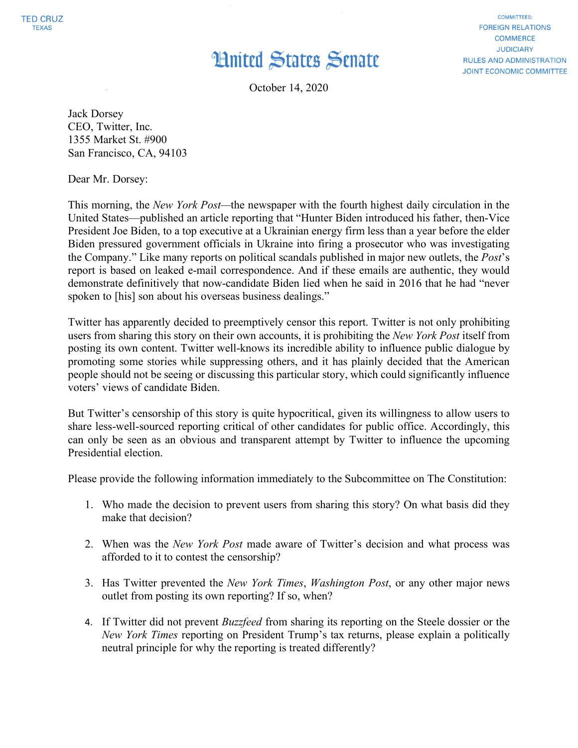TED CRUZ
TEXAS

COMMITTEES:
FOREIGN RELATIONS
COMMERCE
JUDICIARY
RULES AND ADMINISTRATION
JOINT ECONOMIC COMMITTEE

# United States Senate

October 14, 2020

Jack Dorsey
CEO, Twitter, Inc.
1355 Market St. #900
San Francisco, CA, 94103

Dear Mr. Dorsey:

This morning, the *New York Post*—the newspaper with the fourth highest daily circulation in the United States—published an article reporting that "Hunter Biden introduced his father, then-Vice President Joe Biden, to a top executive at a Ukrainian energy firm less than a year before the elder Biden pressured government officials in Ukraine into firing a prosecutor who was investigating the Company." Like many reports on political scandals published in major new outlets, the *Post*'s report is based on leaked e-mail correspondence. And if these emails are authentic, they would demonstrate definitively that now-candidate Biden lied when he said in 2016 that he had "never spoken to [his] son about his overseas business dealings."

Twitter has apparently decided to preemptively censor this report. Twitter is not only prohibiting users from sharing this story on their own accounts, it is prohibiting the *New York Post* itself from posting its own content. Twitter well-knows its incredible ability to influence public dialogue by promoting some stories while suppressing others, and it has plainly decided that the American people should not be seeing or discussing this particular story, which could significantly influence voters' views of candidate Biden.

But Twitter's censorship of this story is quite hypocritical, given its willingness to allow users to share less-well-sourced reporting critical of other candidates for public office. Accordingly, this can only be seen as an obvious and transparent attempt by Twitter to influence the upcoming Presidential election.

Please provide the following information immediately to the Subcommittee on The Constitution:

1. Who made the decision to prevent users from sharing this story? On what basis did they make that decision?

2. When was the *New York Post* made aware of Twitter's decision and what process was afforded to it to contest the censorship?

3. Has Twitter prevented the *New York Times*, *Washington Post*, or any other major news outlet from posting its own reporting? If so, when?

4. If Twitter did not prevent *Buzzfeed* from sharing its reporting on the Steele dossier or the *New York Times* reporting on President Trump's tax returns, please explain a politically neutral principle for why the reporting is treated differently?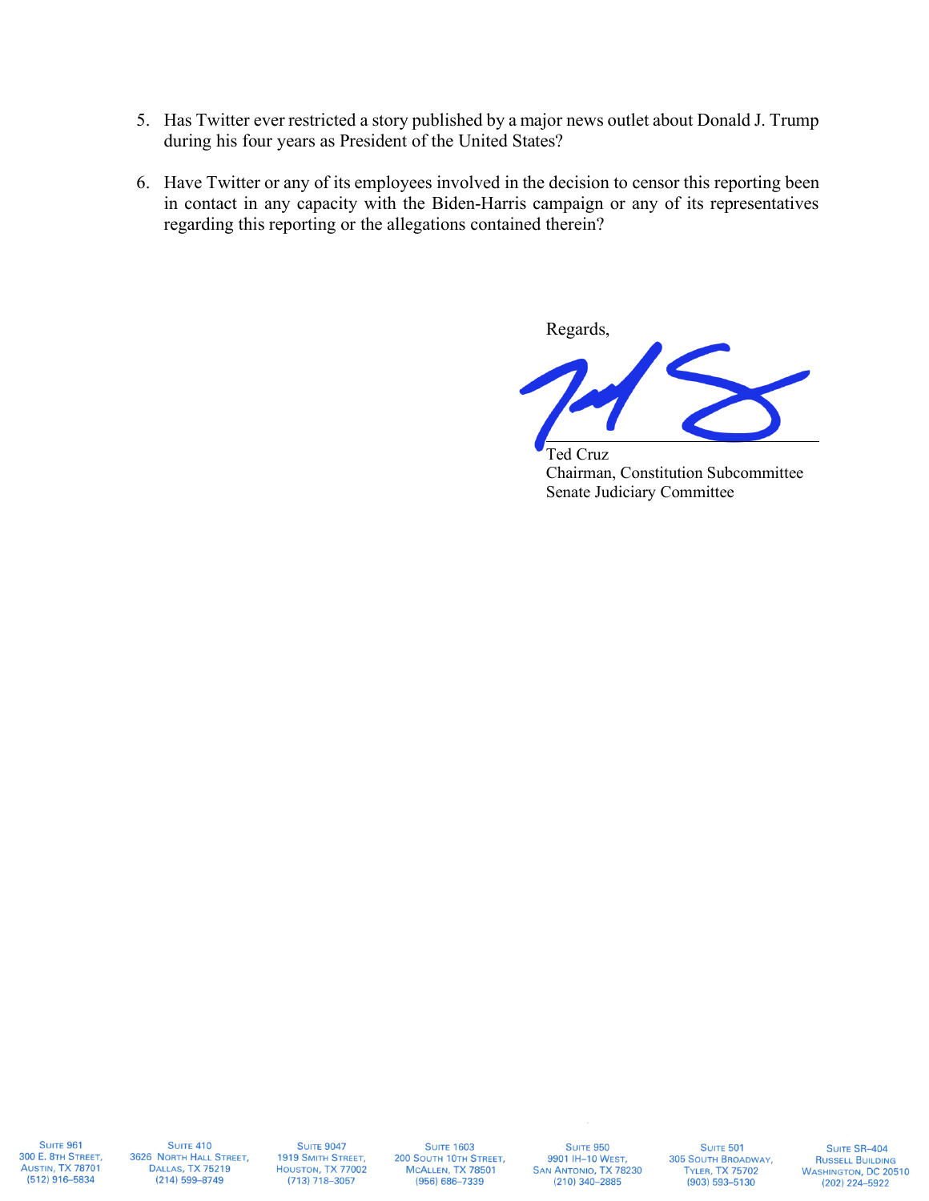5. Has Twitter ever restricted a story published by a major news outlet about Donald J. Trump during his four years as President of the United States?

6. Have Twitter or any of its employees involved in the decision to censor this reporting been in contact in any capacity with the Biden-Harris campaign or any of its representatives regarding this reporting or the allegations contained therein?

Regards,

Ted Cruz
Chairman, Constitution Subcommittee
Senate Judiciary Committee

Suite 961
300 E. 8th Street,
Austin, TX 78701
(512) 916–5834

Suite 410
3626 North Hall Street,
Dallas, TX 75219
(214) 599–8749

Suite 9047
1919 Smith Street,
Houston, TX 77002
(713) 718–3057

Suite 1603
200 South 10th Street,
McAllen, TX 78501
(956) 686–7339

Suite 950
9901 IH–10 West,
San Antonio, TX 78230
(210) 340–2885

Suite 501
305 South Broadway,
Tyler, TX 75702
(903) 593–5130

Suite SR–404
Russell Building
Washington, DC 20510
(202) 224–5922